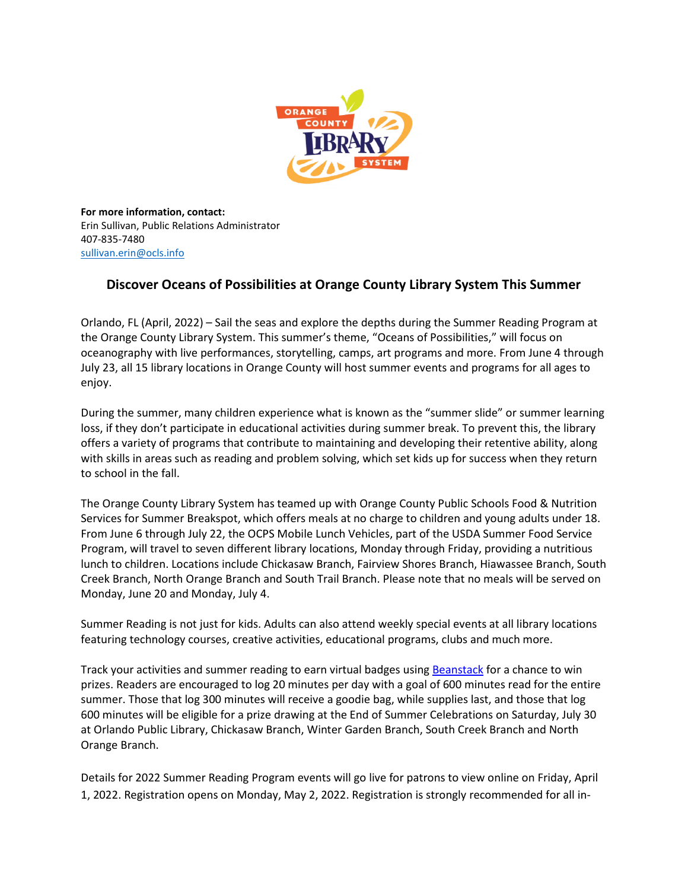**For more information, contact:**
Erin Sullivan, Public Relations Administrator
407-835-7480
[sullivan.erin@ocls.info](mailto:sullivan.erin@ocls.info)

# Discover Oceans of Possibilities at Orange County Library System This Summer

Orlando, FL (April, 2022) – Sail the seas and explore the depths during the Summer Reading Program at the Orange County Library System. This summer's theme, "Oceans of Possibilities," will focus on oceanography with live performances, storytelling, camps, art programs and more. From June 4 through July 23, all 15 library locations in Orange County will host summer events and programs for all ages to enjoy.

During the summer, many children experience what is known as the "summer slide" or summer learning loss, if they don't participate in educational activities during summer break. To prevent this, the library offers a variety of programs that contribute to maintaining and developing their retentive ability, along with skills in areas such as reading and problem solving, which set kids up for success when they return to school in the fall.

The Orange County Library System has teamed up with Orange County Public Schools Food & Nutrition Services for Summer Breakspot, which offers meals at no charge to children and young adults under 18. From June 6 through July 22, the OCPS Mobile Lunch Vehicles, part of the USDA Summer Food Service Program, will travel to seven different library locations, Monday through Friday, providing a nutritious lunch to children. Locations include Chickasaw Branch, Fairview Shores Branch, Hiawassee Branch, South Creek Branch, North Orange Branch and South Trail Branch. Please note that no meals will be served on Monday, June 20 and Monday, July 4.

Summer Reading is not just for kids. Adults can also attend weekly special events at all library locations featuring technology courses, creative activities, educational programs, clubs and much more.

Track your activities and summer reading to earn virtual badges using [Beanstack] for a chance to win prizes. Readers are encouraged to log 20 minutes per day with a goal of 600 minutes read for the entire summer. Those that log 300 minutes will receive a goodie bag, while supplies last, and those that log 600 minutes will be eligible for a prize drawing at the End of Summer Celebrations on Saturday, July 30 at Orlando Public Library, Chickasaw Branch, Winter Garden Branch, South Creek Branch and North Orange Branch.

Details for 2022 Summer Reading Program events will go live for patrons to view online on Friday, April 1, 2022. Registration opens on Monday, May 2, 2022. Registration is strongly recommended for all in-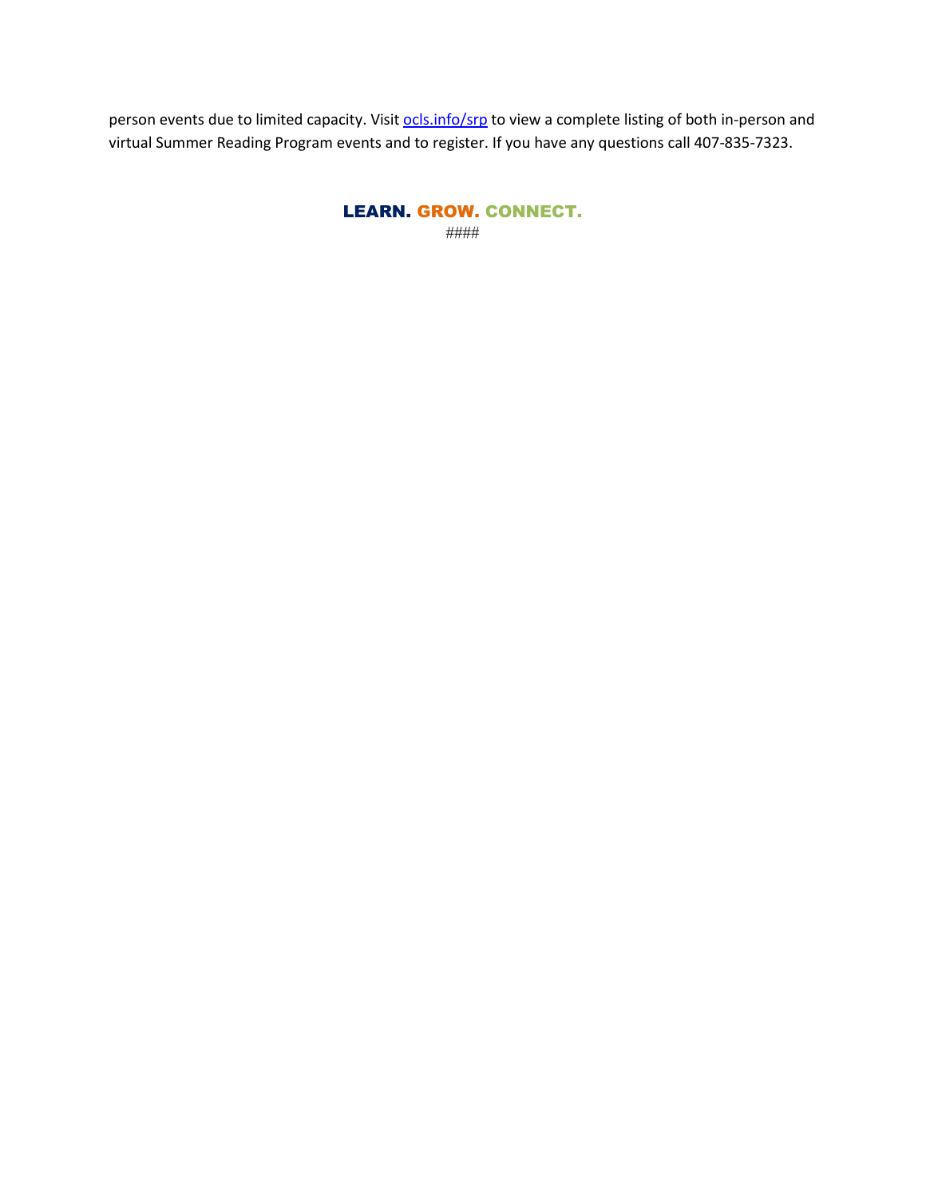person events due to limited capacity. Visit [ocls.info/srp](ocls.info/srp) to view a complete listing of both in-person and virtual Summer Reading Program events and to register. If you have any questions call 407-835-7323.

**LEARN. GROW. CONNECT.**

####